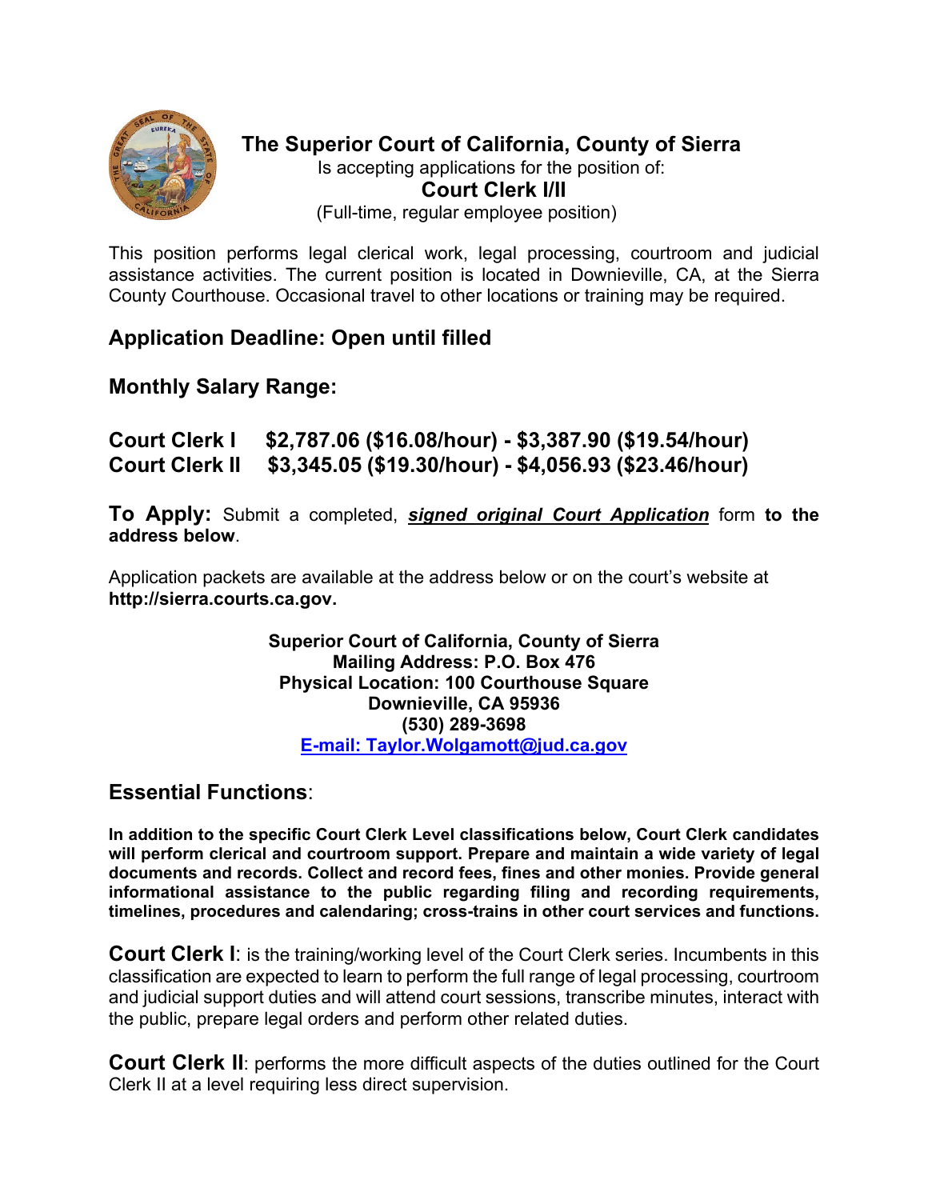# The Superior Court of California, County of Sierra

Is accepting applications for the position of:

## Court Clerk I/II

(Full-time, regular employee position)

This position performs legal clerical work, legal processing, courtroom and judicial assistance activities. The current position is located in Downieville, CA, at the Sierra County Courthouse. Occasional travel to other locations or training may be required.

## Application Deadline: Open until filled

## Monthly Salary Range:

**Court Clerk I $2,787.06 ($16.08/hour) - $3,387.90 ($19.54/hour)**
**Court Clerk II $3,345.05 ($19.30/hour) - $4,056.93 ($23.46/hour)**

**To Apply:** Submit a completed, ***signed original Court Application*** form **to the address below**.

Application packets are available at the address below or on the court's website at **http://sierra.courts.ca.gov.**

**Superior Court of California, County of Sierra**
**Mailing Address: P.O. Box 476**
**Physical Location: 100 Courthouse Square**
**Downieville, CA 95936**
**(530) 289-3698**
**E-mail: Taylor.Wolgamott@jud.ca.gov**

## Essential Functions:

**In addition to the specific Court Clerk Level classifications below, Court Clerk candidates will perform clerical and courtroom support. Prepare and maintain a wide variety of legal documents and records. Collect and record fees, fines and other monies. Provide general informational assistance to the public regarding filing and recording requirements, timelines, procedures and calendaring; cross-trains in other court services and functions.**

**Court Clerk I**: is the training/working level of the Court Clerk series. Incumbents in this classification are expected to learn to perform the full range of legal processing, courtroom and judicial support duties and will attend court sessions, transcribe minutes, interact with the public, prepare legal orders and perform other related duties.

**Court Clerk II**: performs the more difficult aspects of the duties outlined for the Court Clerk II at a level requiring less direct supervision.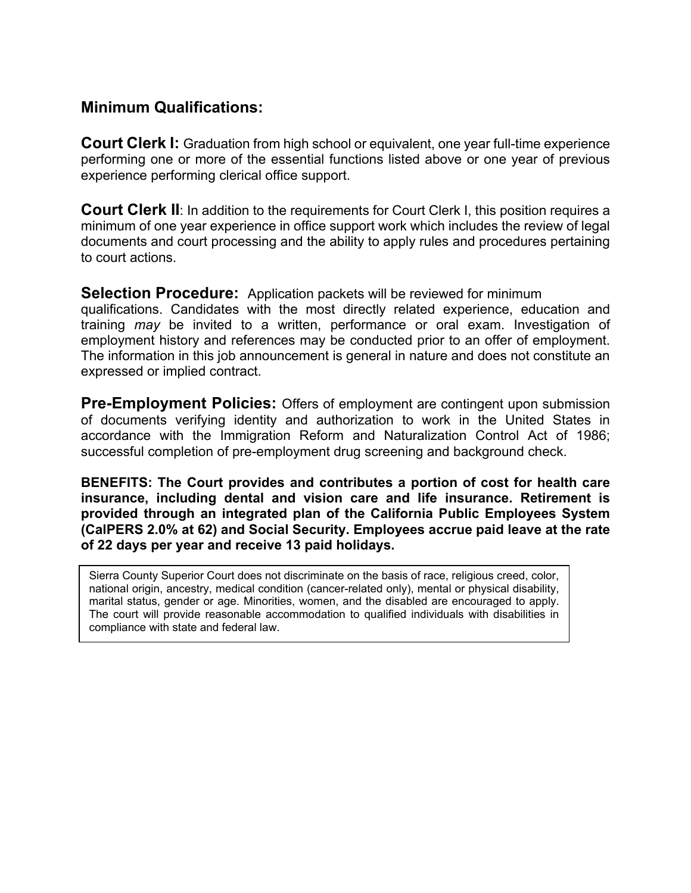## Minimum Qualifications:

**Court Clerk I:** Graduation from high school or equivalent, one year full-time experience performing one or more of the essential functions listed above or one year of previous experience performing clerical office support.

**Court Clerk II**: In addition to the requirements for Court Clerk I, this position requires a minimum of one year experience in office support work which includes the review of legal documents and court processing and the ability to apply rules and procedures pertaining to court actions.

**Selection Procedure:** Application packets will be reviewed for minimum qualifications. Candidates with the most directly related experience, education and training *may* be invited to a written, performance or oral exam. Investigation of employment history and references may be conducted prior to an offer of employment. The information in this job announcement is general in nature and does not constitute an expressed or implied contract.

**Pre-Employment Policies:** Offers of employment are contingent upon submission of documents verifying identity and authorization to work in the United States in accordance with the Immigration Reform and Naturalization Control Act of 1986; successful completion of pre-employment drug screening and background check.

**BENEFITS: The Court provides and contributes a portion of cost for health care insurance, including dental and vision care and life insurance. Retirement is provided through an integrated plan of the California Public Employees System (CalPERS 2.0% at 62) and Social Security. Employees accrue paid leave at the rate of 22 days per year and receive 13 paid holidays.**

Sierra County Superior Court does not discriminate on the basis of race, religious creed, color, national origin, ancestry, medical condition (cancer-related only), mental or physical disability, marital status, gender or age. Minorities, women, and the disabled are encouraged to apply. The court will provide reasonable accommodation to qualified individuals with disabilities in compliance with state and federal law.